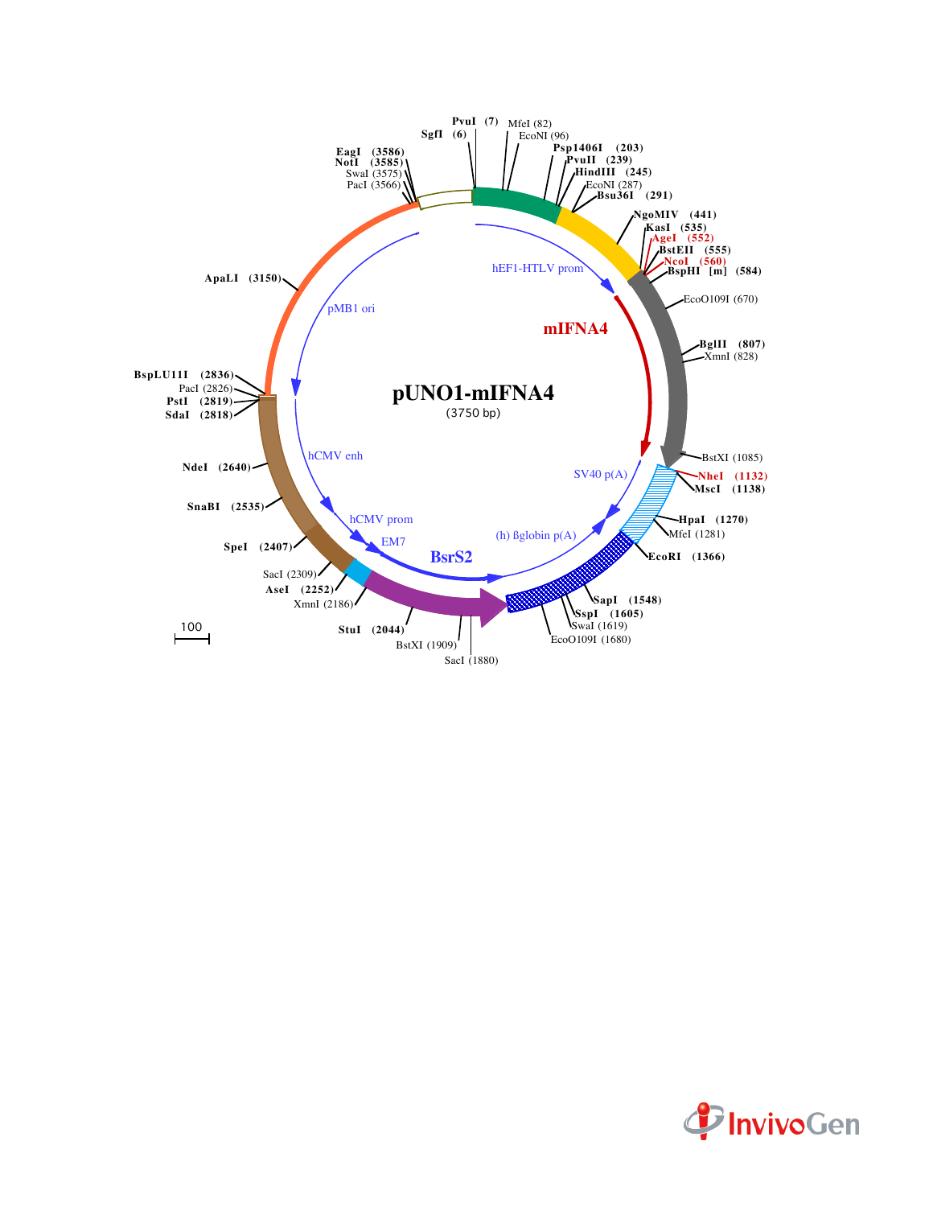# pUNO1-mIFNA4

(3750 bp)

**Features:** hEF1-HTLV prom, mIFNA4, SV40 p(A), (h) ßglobin p(A), BsrS2, EM7, hCMV prom, hCMV enh, pMB1 ori

**Restriction sites:**

- SgfI (6)
- PvuI (7)
- MfeI (82)
- EcoNI (96)
- Psp1406I (203)
- PvuII (239)
- HindIII (245)
- EcoNI (287)
- Bsu36I (291)
- NgoMIV (441)
- KasI (535)
- AgeI (552)
- BstEII (555)
- NcoI (560)
- BspHI [m] (584)
- EcoO109I (670)
- BglII (807)
- XmnI (828)
- BstXI (1085)
- NheI (1132)
- MscI (1138)
- HpaI (1270)
- MfeI (1281)
- EcoRI (1366)
- SapI (1548)
- SspI (1605)
- SwaI (1619)
- EcoO109I (1680)
- SacI (1880)
- BstXI (1909)
- StuI (2044)
- XmnI (2186)
- AseI (2252)
- SacI (2309)
- SpeI (2407)
- SnaBI (2535)
- NdeI (2640)
- SdaI (2818)
- PstI (2819)
- PacI (2826)
- BspLU11I (2836)
- ApaLI (3150)
- PacI (3566)
- SwaI (3575)
- NotI (3585)
- EagI (3586)

100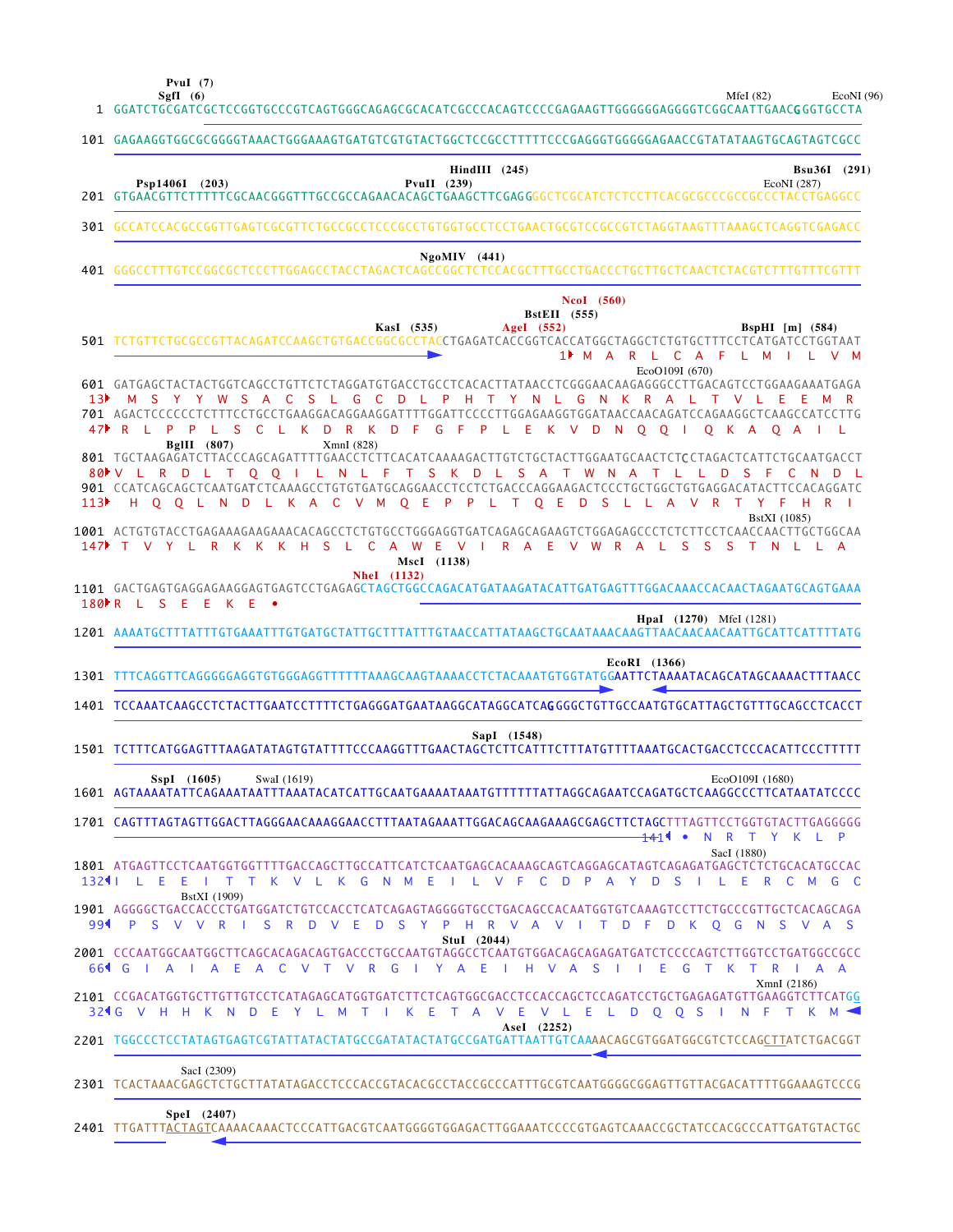```
                PvuI  (7)
                SgfI  (6)                                                                                      MfeI (82)      EcoNI (96)
   1  GGATCTGCGATCGCTCCGGTGCCCGTCAGTGGGCAGAGCGCACATCGCCCACAGTCCCCGAGAAGTTGGGGGGAGGGGTCGGCAATTGAACGGGTGCCTA

 101  GAGAAGGTGGCGCGGGGTAAACTGGGAAAGTGATGTCGTGTACTGGCTCCGCCTTTTTCCCGAGGGTGGGGGAGAACCGTATATAAGTGCAGTAGTCGCC

                                                      HindIII  (245)                                              Bsu36I  (291)
          Psp1406I  (203)                      PvuII  (239)                                                  EcoNI (287)
 201  GTGAACGTTCTTTTTCGCAACGGGTTTGCCGCCAGAACACAGCTGAAGCTTCGAGGGGCTCGCATCTCTCCTTCACGCGCCCGCCGCCCTACCTGAGGCC

 301  GCCATCCACGCCGGTTGAGTCGCGTTCTGCCGCCTCCCGCCTGTGGTGCCTCCTGAACTGCGTCCGCCGTCTAGGTAAGTTTAAAGCTCAGGTCGAGACC

                                                      NgoMIV  (441)
 401  GGGCCTTTGTCCGGCGCTCCCTTGGAGCCTACCTAGACTCAGCCGGCTCTCCACGCTTTGCCTGACCCTGCTTGCTCAACTCTACGTCTTTGTTTCGTTT

                                                                          NcoI  (560)
                                                                     BstEII  (555)
                                                  KasI  (535)     AgeI  (552)                                BspHI  [m]  (584)
 501  TCTGTTCTGCGCCGTTACAGATCCAAGCTGTGACCGGCGCCTACCTGAGATCACCGGTCACCATGGCTAGGCTCTGTGCTTTCCTCATGATCCTGGTAAT
                                                                               1▸ M  A  R  L  C  A  F  L  M  I  L  V  M
                                                                                                EcoO109I (670)
 601  GATGAGCTACTACTGGTCAGCCTGTTCTCTAGGATGTGACCTGCCTCACACTTATAACCTCGGGAACAAGAGGGCCTTGACAGTCCTGGAAGAAATGAGA
 13▸   M  S  Y  Y  W  S  A  C  S  L  G  C  D  L  P  H  T  Y  N  L  G  N  K  R  A  L  T  V  L  E  E  M  R
 701  AGACTCCCCCCTCTTTCCTGCCTGAAGGACAGGAAGGATTTTGGATTCCCCTTGGAGAAGGTGGATAACCAACAGATCCAGAAGGCTCAAGCCATCCTTG
 47▸ R  L  P  P  L  S  C  L  K  D  R  K  D  F  G  F  P  L  E  K  V  D  N  Q  Q  I  Q  K  A  Q  A  I  L
          BglII  (807)                    XmnI (828)
 801  TGCTAAGAGATCTTACCCAGCAGATTTTGAACCTCTTCACATCAAAAGACTTGTCTGCTACTTGGAATGCAACTCTCCTAGACTCATTCTGCAATGACCT
 80▸ V  L  R  D  L  T  Q  Q  I  L  N  L  F  T  S  K  D  L  S  A  T  W  N  A  T  L  L  D  S  F  C  N  D  L
 901  CCATCAGCAGCTCAATGATCTCAAAGCCTGTGTGATGCAGGAACCTCCTCTGACCCAGGAAGACTCCCTGCTGGCTGTGAGGACATACTTCCACAGGATC
113▸   H  Q  Q  L  N  D  L  K  A  C  V  M  Q  E  P  P  L  T  Q  E  D  S  L  L  A  V  R  T  Y  F  H  R  I
                                                                                                   BstXI (1085)
1001  ACTGTGTACCTGAGAAAGAAGAAACACAGCCTCTGTGCCTGGGAGGTGATCAGAGCAGAAGTCTGGAGAGCCCTCTCTTCCTCAACCAACTTGCTGGCAA
147▸  T  V  Y  L  R  K  K  K  H  S  L  C  A  W  E  V  I  R  A  E  V  W  R  A  L  S  S  S  T  N  L  L  A
                                            MscI  (1138)
                                 NheI  (1132)
1101  GACTGAGTGAGGAGAAGGAGTGAGTCCTGAGAGCTAGCTGGCCAGACATGATAAGATACATTGATGAGTTTGGACAAACCACAACTAGAATGCAGTGAAA
180▸ R  L  S  E  E  K  E  •
                                                                                  HpaI  (1270)   MfeI (1281)
1201  AAAATGCTTTATTTGTGAAATTTGTGATGCTATTGCTTTATTTGTAACCATTATAAGCTGCAATAAACAAGTTAACAACAACAATTGCATTCATTTTATG

                                                                                  EcoRI  (1366)
1301  TTTCAGGTTCAGGGGGAGGTGTGGGAGGTTTTTTAAAGCAAGTAAAACCTCTACAAATGTGGTATGGAATTCTAAAATACAGCATAGCAAAACTTTAACC

1401  TCCAAATCAAGCCTCTACTTGAATCCTTTTCTGAGGGATGAATAAGGCATAGGCATCAGGGGCTGTTGCCAATGTGCATTAGCTGTTTGCAGCCTCACCT

                                                      SapI  (1548)
1501  TCTTTCATGGAGTTTAAGATATAGTGTATTTTCCCAAGGTTTGAACTAGCTCTTCATTTCTTTATGTTTTAAATGCACTGACCTCCCACATTCCCTTTTT

        SspI  (1605)       SwaI (1619)                                                          EcoO109I (1680)
1601  AGTAAAATATTCAGAAATAATTTAAATACATCATTGCAATGAAAATAAATGTTTTTTATTAGGCAGAATCCAGATGCTCAAGGCCCTTCATAATATCCCC

1701  CAGTTTAGTAGTTGGACTTAGGGAACAAAGGAACCTTTAATAGAAATTGGACAGCAAGAAAGCGAGCTTCTAGCTTTAGTTCCTGGTGTACTTGAGGGGG
                                                                                      141◂  •  N  R  T  Y  K  L  P
                                                                                                     SacI (1880)
1801  ATGAGTTCCTCAATGGTGGTTTTGACCAGCTTGCCATTCATCTCAATGAGCACAAAGCAGTCAGGAGCATAGTCAGAGATGAGCTCTCTGCACATGCCAC
132◂ I  L  E  E  I  T  T  K  V  L  K  G  N  M  E  I  L  V  F  C  D  P  A  Y  D  S  I  L  E  R  C  M  G  C
          BstXI (1909)
1901  AGGGGCTGACCACCCTGATGGATCTGTCCACCTCATCAGAGTAGGGGTGCCTGACAGCCACAATGGTGTCAAAGTCCTTCTGCCCGTTGCTCACAGCAGA
 99◂   P  S  V  V  R  I  S  R  D  V  E  D  S  Y  P  H  R  V  A  V  I  T  D  F  D  K  Q  G  N  S  V  A  S
                                                   StuI  (2044)
2001  CCCAATGGCAATGGCTTCAGCACAGACAGTGACCCTGCCAATGTAGGCCTCAATGTGGACAGCAGAGATGATCTCCCCAGTCTTGGTCCTGATGGCCGCC
 66◂  G  I  A  I  A  E  A  C  V  T  V  R  G  I  Y  A  E  I  H  V  A  S  I  I  E  G  T  K  T  R  I  A  A
                                                                                                  XmnI (2186)
2101  CCGACATGGTGCTTGTTGTCCTCATAGAGCATGGTGATCTTCTCAGTGGCGACCTCCACCAGCTCCAGATCCTGCTGAGAGATGTTGAAGGTCTTCATGG
 32◂ G  V  H  H  K  N  D  E  Y  L  M  T  I  K  E  T  A  V  E  V  L  E  L  D  Q  Q  S  I  N  F  T  K  M ◂
                                                           AseI  (2252)
2201  TGGCCCTCCTATAGTGAGTCGTATTATACTATGCCGATATACTATGCCGATGATTAATTGTCAAAACAGCGTGGATGGCGTCTCCAGCTTATCTGACGGT

          SacI (2309)
2301  TCACTAAACGAGCTCTGCTTATATAGACCTCCCACCGTACACGCCTACCGCCCATTTGCGTCAATGGGGCGGAGTTGTTACGACATTTTGGAAAGTCCCG

        SpeI  (2407)
2401  TTGATTTACTAGTCAAAACAAACTCCCATTGACGTCAATGGGGTGGAGACTTGGAAATCCCCGTGAGTCAAACCGCTATCCACGCCCATTGATGTACTGC
```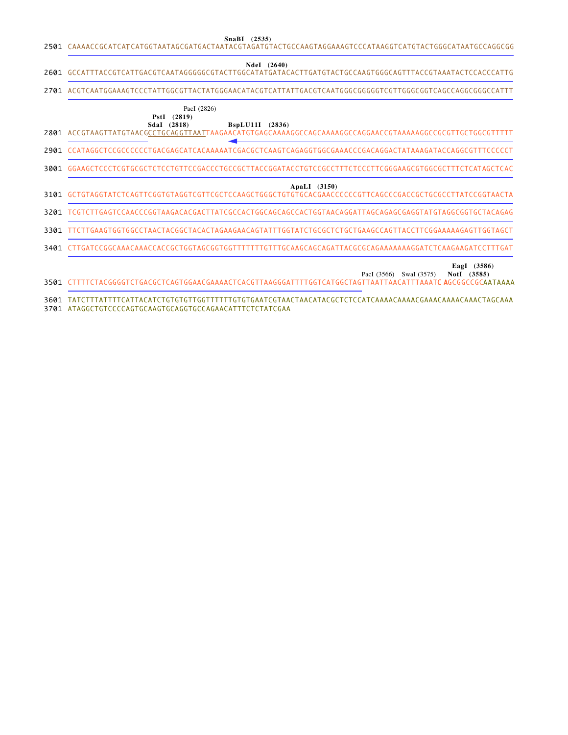SnaBI (2535)

2501 CAAAACCGCATCATCATGGTAATAGCGATGACTAATACGTAGATGTACTGCCAAGTAGGAAAGTCCCATAAGGTCATGTACTGGGCATAATGCCAGGCGG

NdeI (2640)

2601 GCCATTTACCGTCATTGACGTCAATAGGGGGCGTACTTGGCATATGATACACTTGATGTACTGCCAAGTGGGCAGTTTACCGTAAATACTCCACCCATTG

2701 ACGTCAATGGAAAGTCCCTATTGGCGTTACTATGGGAACATACGTCATTATTGACGTCAATGGGCGGGGGTCGTTGGGCGGTCAGCCAGGCGGGCCATTT

PacI (2826)
PstI (2819)
SdaI (2818)
BspLU11I (2836)

2801 ACCGTAAGTTATGTAACGCCTGCAGGTTAATTAAGAACATGTGAGCAAAAGGCCAGCAAAAGGCCAGGAACCGTAAAAAGGCCGCGTTGCTGGCGTTTTT

2901 CCATAGGCTCCGCCCCCCTGACGAGCATCACAAAAATCGACGCTCAAGTCAGAGGTGGCGAAACCCGACAGGACTATAAAGATACCAGGCGTTTCCCCCT

3001 GGAAGCTCCCTCGTGCGCTCTCCTGTTCCGACCCTGCCGCTTACCGGATACCTGTCCGCCTTTCTCCCTTCGGGAAGCGTGGCGCTTTCTCATAGCTCAC

ApaLI (3150)

3101 GCTGTAGGTATCTCAGTTCGGTGTAGGTCGTTCGCTCCAAGCTGGGCTGTGTGCACGAACCCCCCGTTCAGCCCGACCGCTGCGCCTTATCCGGTAACTA

3201 TCGTCTTGAGTCCAACCCGGTAAGACACGACTTATCGCCACTGGCAGCAGCCACTGGTAACAGGATTAGCAGAGCGAGGTATGTAGGCGGTGCTACAGAG

3301 TTCTTGAAGTGGTGGCCTAACTACGGCTACACTAGAAGAACAGTATTTGGTATCTGCGCTCTGCTGAAGCCAGTTACCTTCGGAAAAAGAGTTGGTAGCT

3401 CTTGATCCGGCAAACAAACCACCGCTGGTAGCGGTGGTTTTTTTGTTTGCAAGCAGCAGATTACGCGCAGAAAAAAAGGATCTCAAGAAGATCCTTTGAT

EagI (3586)
PacI (3566) SwaI (3575) NotI (3585)

3501 CTTTTCTACGGGGTCTGACGCTCAGTGGAACGAAAACTCACGTTAAGGGATTTTGGTCATGGCTAGTTAATTAACATTTAAATCAGCGGCCGCAATAAAA

3601 TATCTTTATTTTCATTACATCTGTGTGTTGGTTTTTTGTGTGAATCGTAACTAACATACGCTCTCCATCAAAACAAAACGAAACAAAACAAACTAGCAAA

3701 ATAGGCTGTCCCCAGTGCAAGTGCAGGTGCCAGAACATTTCTCTATCGAA